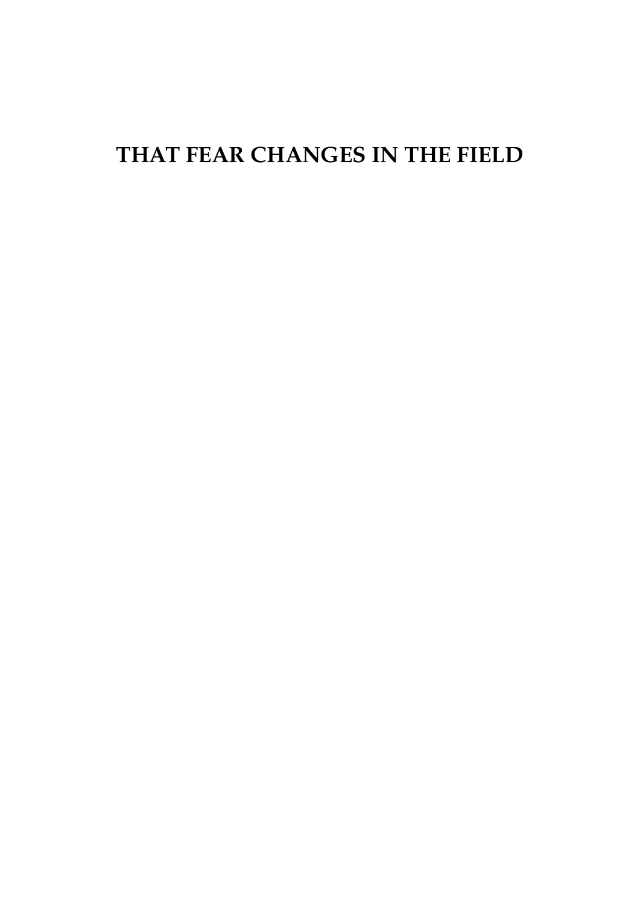# THAT FEAR CHANGES IN THE FIELD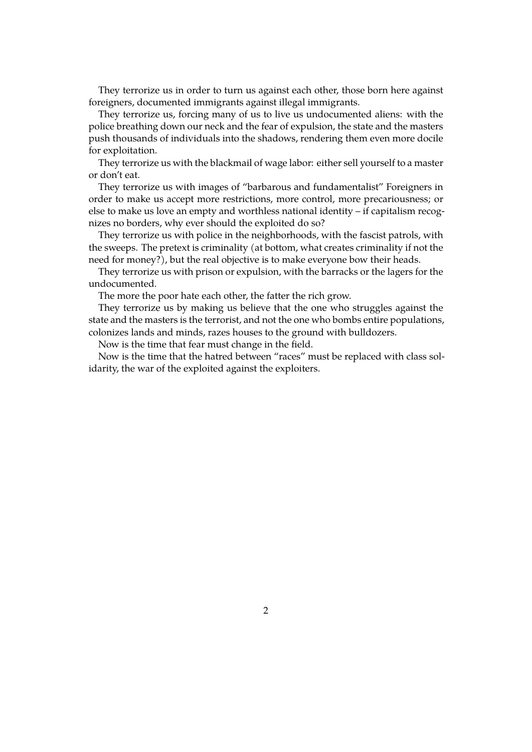They terrorize us in order to turn us against each other, those born here against foreigners, documented immigrants against illegal immigrants.

They terrorize us, forcing many of us to live us undocumented aliens: with the police breathing down our neck and the fear of expulsion, the state and the masters push thousands of individuals into the shadows, rendering them even more docile for exploitation.

They terrorize us with the blackmail of wage labor: either sell yourself to a master or don't eat.

They terrorize us with images of "barbarous and fundamentalist" Foreigners in order to make us accept more restrictions, more control, more precariousness; or else to make us love an empty and worthless national identity – if capitalism recognizes no borders, why ever should the exploited do so?

They terrorize us with police in the neighborhoods, with the fascist patrols, with the sweeps. The pretext is criminality (at bottom, what creates criminality if not the need for money?), but the real objective is to make everyone bow their heads.

They terrorize us with prison or expulsion, with the barracks or the lagers for the undocumented.

The more the poor hate each other, the fatter the rich grow.

They terrorize us by making us believe that the one who struggles against the state and the masters is the terrorist, and not the one who bombs entire populations, colonizes lands and minds, razes houses to the ground with bulldozers.

Now is the time that fear must change in the field.

Now is the time that the hatred between "races" must be replaced with class solidarity, the war of the exploited against the exploiters.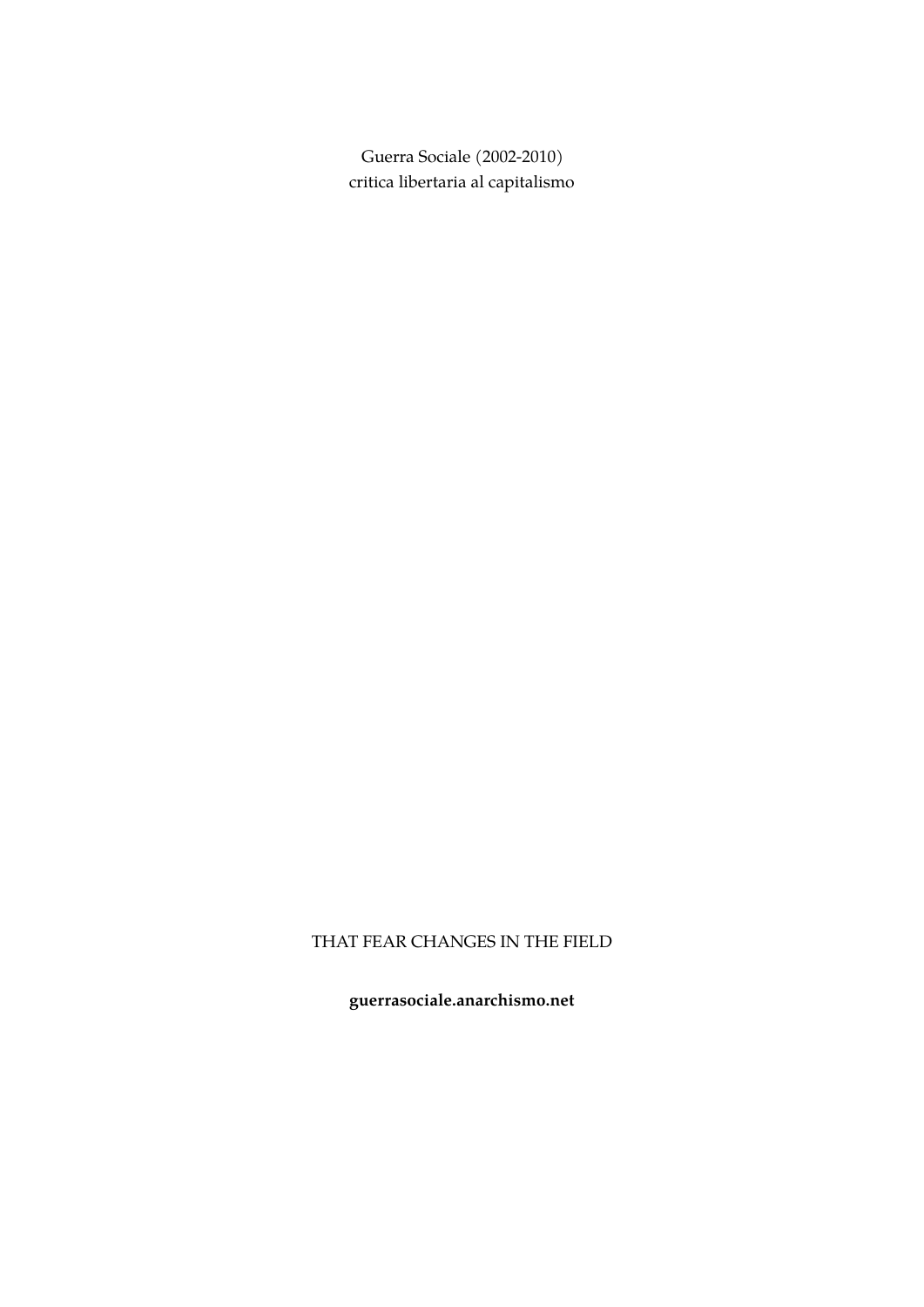Guerra Sociale (2002-2010)
critica libertaria al capitalismo

THAT FEAR CHANGES IN THE FIELD

**guerrasociale.anarchismo.net**